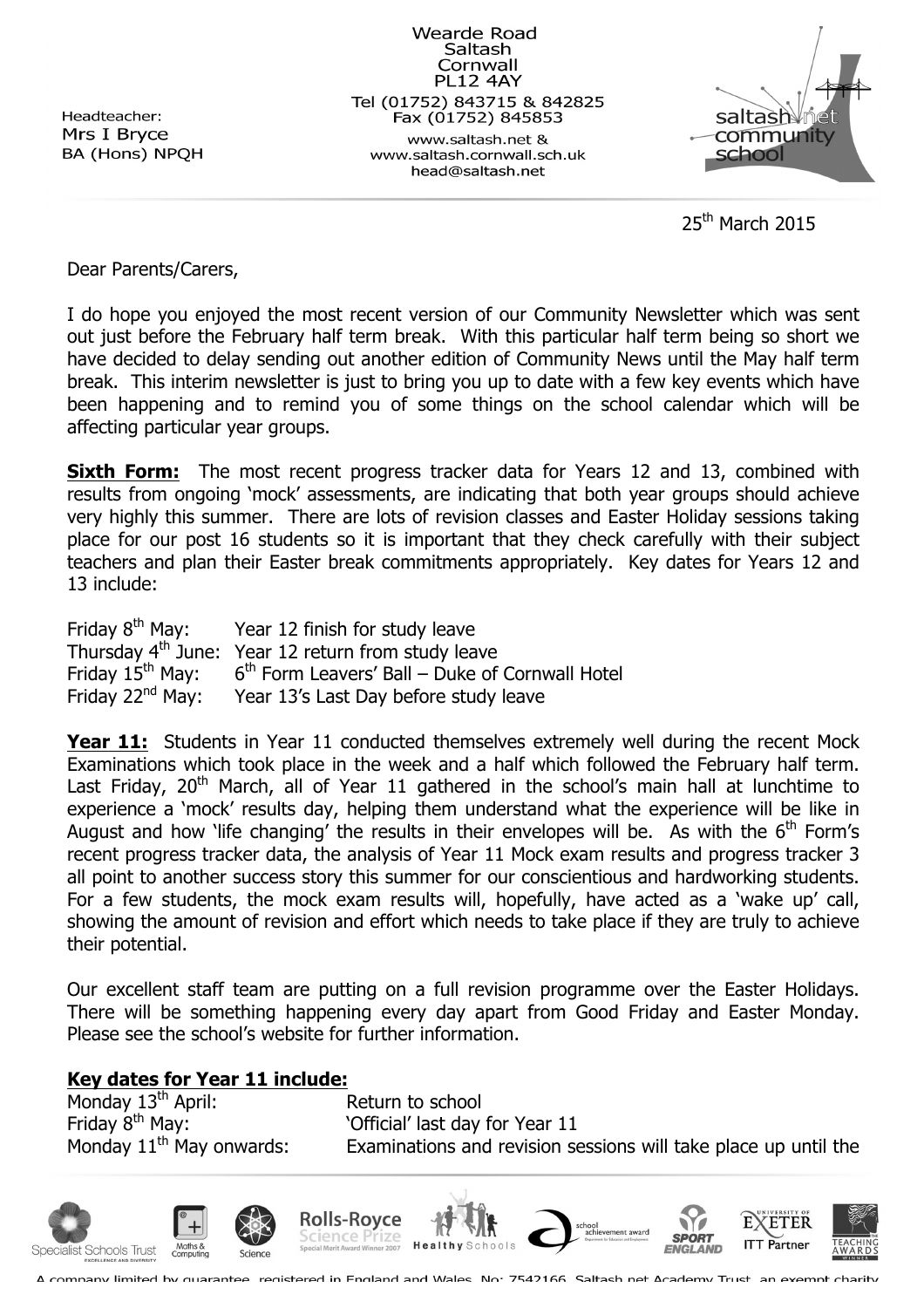Headteacher:
Mrs I Bryce
BA (Hons) NPQH

Wearde Road
Saltash
Cornwall
PL12 4AY
Tel (01752) 843715 & 842825
Fax (01752) 845853
www.saltash.net &
www.saltash.cornwall.sch.uk
head@saltash.net

25th March 2015

Dear Parents/Carers,

I do hope you enjoyed the most recent version of our Community Newsletter which was sent out just before the February half term break. With this particular half term being so short we have decided to delay sending out another edition of Community News until the May half term break. This interim newsletter is just to bring you up to date with a few key events which have been happening and to remind you of some things on the school calendar which will be affecting particular year groups.

**Sixth Form:** The most recent progress tracker data for Years 12 and 13, combined with results from ongoing 'mock' assessments, are indicating that both year groups should achieve very highly this summer. There are lots of revision classes and Easter Holiday sessions taking place for our post 16 students so it is important that they check carefully with their subject teachers and plan their Easter break commitments appropriately. Key dates for Years 12 and 13 include:

| | |
|---|---|
| Friday 8th May: | Year 12 finish for study leave |
| Thursday 4th June: | Year 12 return from study leave |
| Friday 15th May: | 6th Form Leavers' Ball – Duke of Cornwall Hotel |
| Friday 22nd May: | Year 13's Last Day before study leave |

**Year 11:** Students in Year 11 conducted themselves extremely well during the recent Mock Examinations which took place in the week and a half which followed the February half term. Last Friday, 20th March, all of Year 11 gathered in the school's main hall at lunchtime to experience a 'mock' results day, helping them understand what the experience will be like in August and how 'life changing' the results in their envelopes will be. As with the 6th Form's recent progress tracker data, the analysis of Year 11 Mock exam results and progress tracker 3 all point to another success story this summer for our conscientious and hardworking students. For a few students, the mock exam results will, hopefully, have acted as a 'wake up' call, showing the amount of revision and effort which needs to take place if they are truly to achieve their potential.

Our excellent staff team are putting on a full revision programme over the Easter Holidays. There will be something happening every day apart from Good Friday and Easter Monday. Please see the school's website for further information.

**Key dates for Year 11 include:**

| | |
|---|---|
| Monday 13th April: | Return to school |
| Friday 8th May: | 'Official' last day for Year 11 |
| Monday 11th May onwards: | Examinations and revision sessions will take place up until the |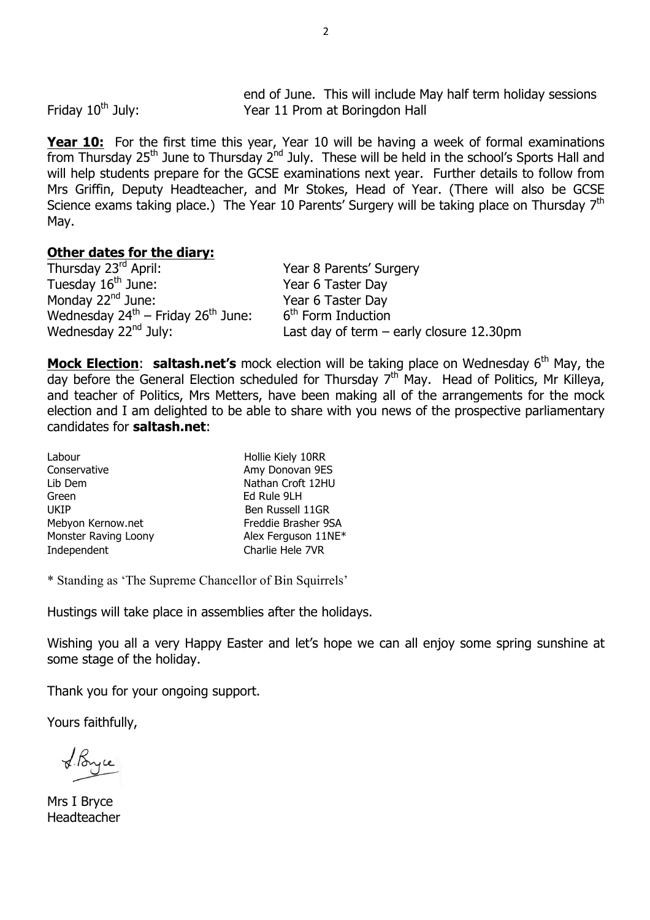| | |
|---|---|
| | end of June. This will include May half term holiday sessions |
| Friday 10th July: | Year 11 Prom at Boringdon Hall |

**Year 10:** For the first time this year, Year 10 will be having a week of formal examinations from Thursday 25th June to Thursday 2nd July. These will be held in the school's Sports Hall and will help students prepare for the GCSE examinations next year. Further details to follow from Mrs Griffin, Deputy Headteacher, and Mr Stokes, Head of Year. (There will also be GCSE Science exams taking place.) The Year 10 Parents' Surgery will be taking place on Thursday 7th May.

**Other dates for the diary:**

| | |
|---|---|
| Thursday 23rd April: | Year 8 Parents' Surgery |
| Tuesday 16th June: | Year 6 Taster Day |
| Monday 22nd June: | Year 6 Taster Day |
| Wednesday 24th – Friday 26th June: | 6th Form Induction |
| Wednesday 22nd July: | Last day of term – early closure 12.30pm |

**Mock Election**: **saltash.net's** mock election will be taking place on Wednesday 6th May, the day before the General Election scheduled for Thursday 7th May. Head of Politics, Mr Killeya, and teacher of Politics, Mrs Metters, have been making all of the arrangements for the mock election and I am delighted to be able to share with you news of the prospective parliamentary candidates for **saltash.net**:

| | |
|---|---|
| Labour | Hollie Kiely 10RR |
| Conservative | Amy Donovan 9ES |
| Lib Dem | Nathan Croft 12HU |
| Green | Ed Rule 9LH |
| UKIP | Ben Russell 11GR |
| Mebyon Kernow.net | Freddie Brasher 9SA |
| Monster Raving Loony | Alex Ferguson 11NE* |
| Independent | Charlie Hele 7VR |

* Standing as 'The Supreme Chancellor of Bin Squirrels'

Hustings will take place in assemblies after the holidays.

Wishing you all a very Happy Easter and let's hope we can all enjoy some spring sunshine at some stage of the holiday.

Thank you for your ongoing support.

Yours faithfully,

I. Bryce

Mrs I Bryce
Headteacher